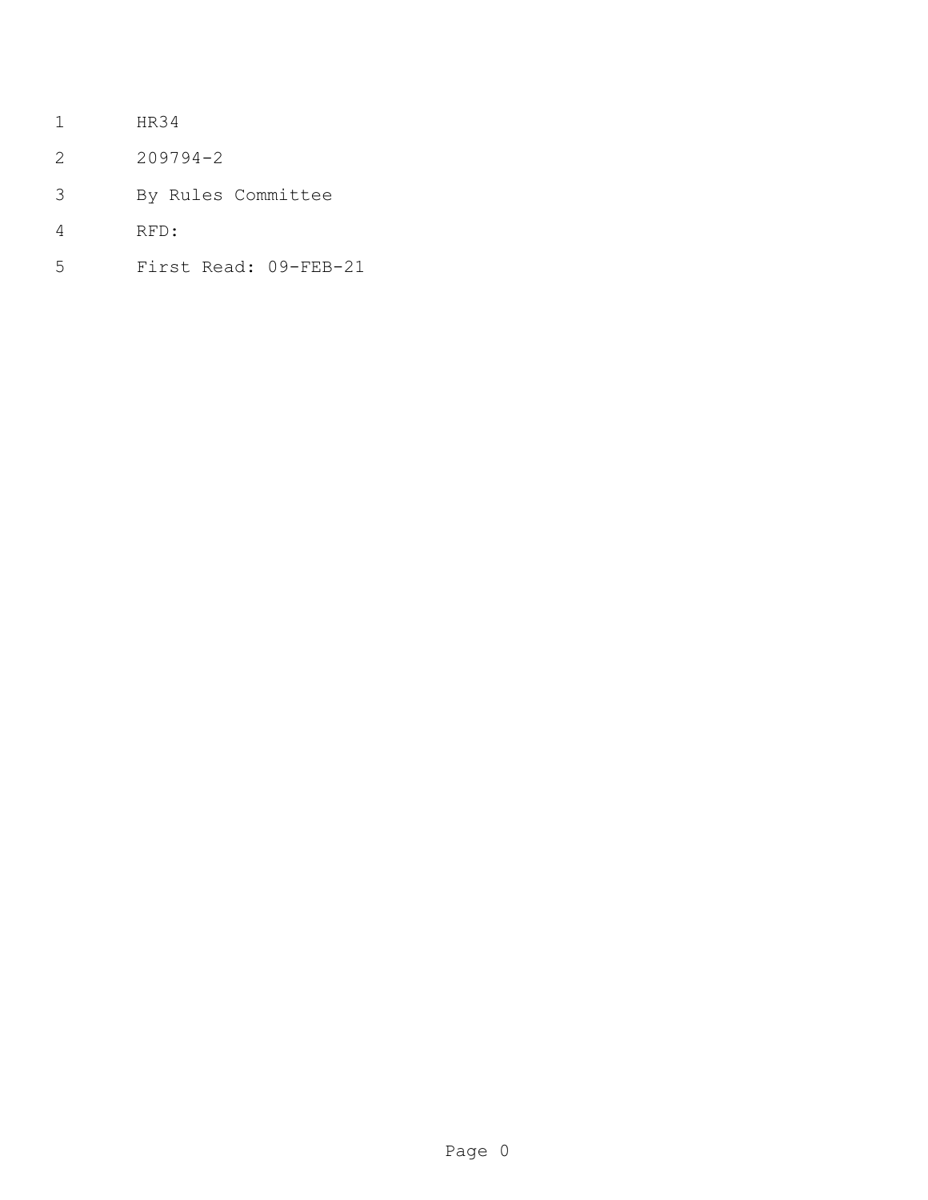HR34

209794-2

By Rules Committee

RFD:

First Read: 09-FEB-21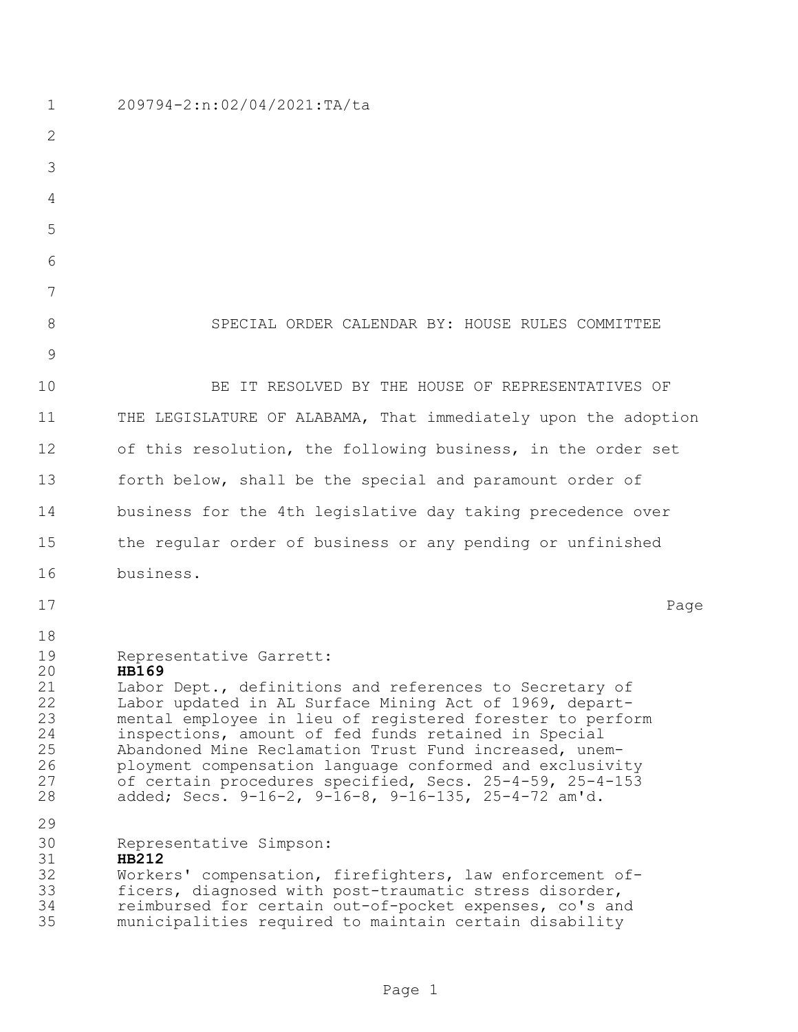209794-2:n:02/04/2021:TA/ta

SPECIAL ORDER CALENDAR BY: HOUSE RULES COMMITTEE

BE IT RESOLVED BY THE HOUSE OF REPRESENTATIVES OF THE LEGISLATURE OF ALABAMA, That immediately upon the adoption of this resolution, the following business, in the order set forth below, shall be the special and paramount order of business for the 4th legislative day taking precedence over the regular order of business or any pending or unfinished business.

Page

Representative Garrett:
**HB169**
Labor Dept., definitions and references to Secretary of Labor updated in AL Surface Mining Act of 1969, departmental employee in lieu of registered forester to perform inspections, amount of fed funds retained in Special Abandoned Mine Reclamation Trust Fund increased, unemployment compensation language conformed and exclusivity of certain procedures specified, Secs. 25-4-59, 25-4-153 added; Secs. 9-16-2, 9-16-8, 9-16-135, 25-4-72 am'd.

Representative Simpson:
**HB212**
Workers' compensation, firefighters, law enforcement officers, diagnosed with post-traumatic stress disorder, reimbursed for certain out-of-pocket expenses, co's and municipalities required to maintain certain disability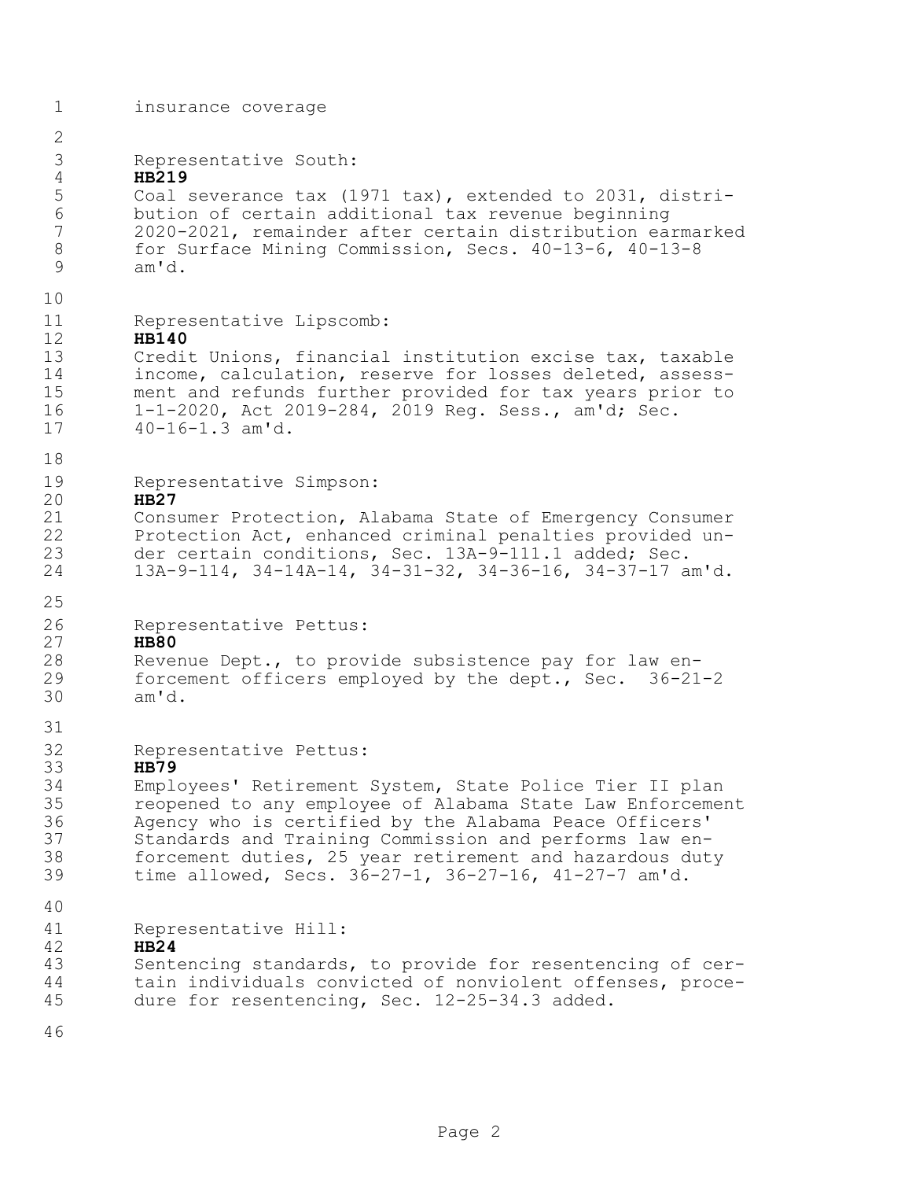insurance coverage

Representative South:
**HB219**
Coal severance tax (1971 tax), extended to 2031, distribution of certain additional tax revenue beginning 2020-2021, remainder after certain distribution earmarked for Surface Mining Commission, Secs. 40-13-6, 40-13-8 am'd.

Representative Lipscomb:
**HB140**
Credit Unions, financial institution excise tax, taxable income, calculation, reserve for losses deleted, assessment and refunds further provided for tax years prior to 1-1-2020, Act 2019-284, 2019 Reg. Sess., am'd; Sec. 40-16-1.3 am'd.

Representative Simpson:
**HB27**
Consumer Protection, Alabama State of Emergency Consumer Protection Act, enhanced criminal penalties provided under certain conditions, Sec. 13A-9-111.1 added; Sec. 13A-9-114, 34-14A-14, 34-31-32, 34-36-16, 34-37-17 am'd.

Representative Pettus:
**HB80**
Revenue Dept., to provide subsistence pay for law enforcement officers employed by the dept., Sec. 36-21-2 am'd.

Representative Pettus:
**HB79**
Employees' Retirement System, State Police Tier II plan reopened to any employee of Alabama State Law Enforcement Agency who is certified by the Alabama Peace Officers' Standards and Training Commission and performs law enforcement duties, 25 year retirement and hazardous duty time allowed, Secs. 36-27-1, 36-27-16, 41-27-7 am'd.

Representative Hill:
**HB24**
Sentencing standards, to provide for resentencing of certain individuals convicted of nonviolent offenses, procedure for resentencing, Sec. 12-25-34.3 added.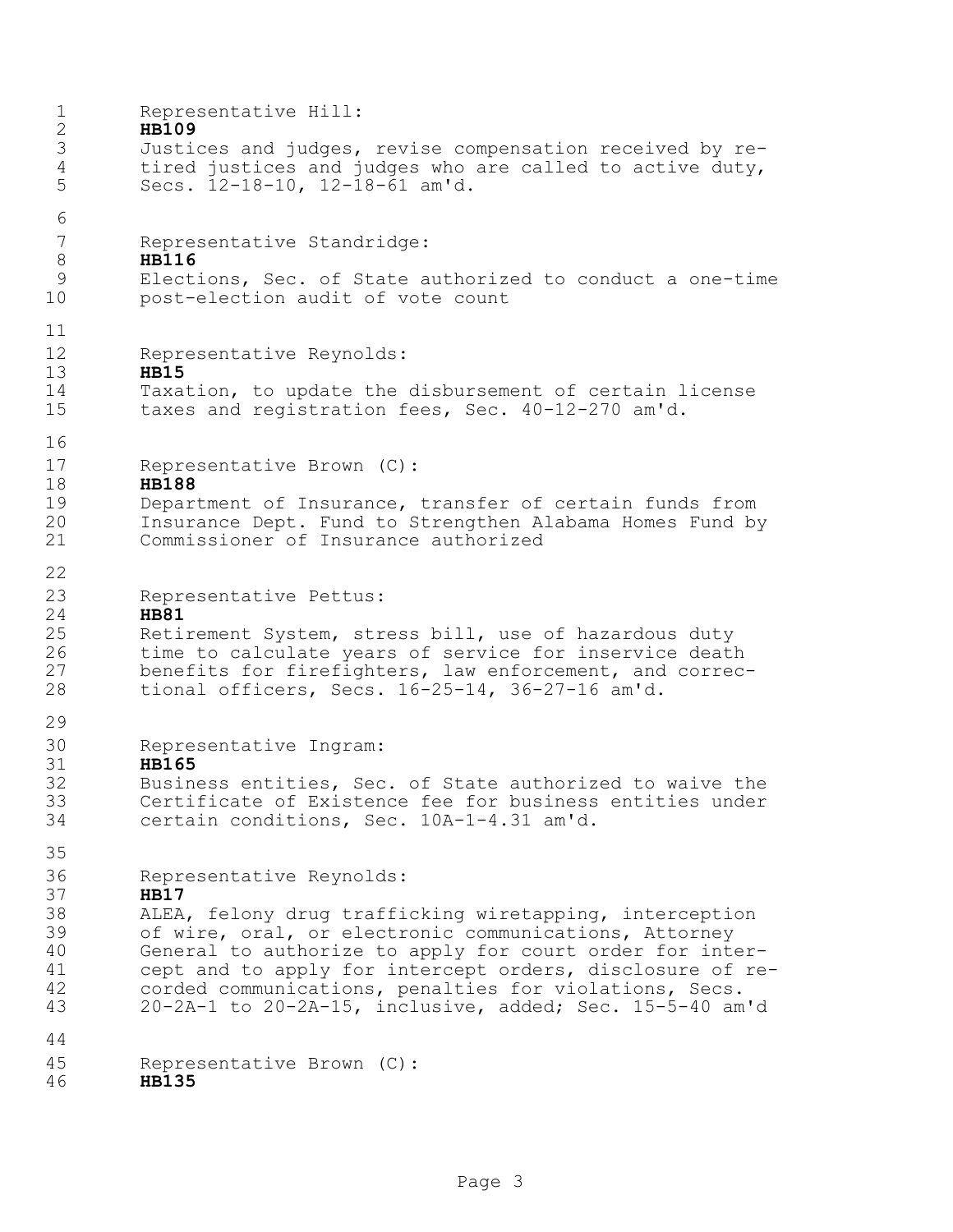Representative Hill:
**HB109**
Justices and judges, revise compensation received by retired justices and judges who are called to active duty, Secs. 12-18-10, 12-18-61 am'd.

Representative Standridge:
**HB116**
Elections, Sec. of State authorized to conduct a one-time post-election audit of vote count

Representative Reynolds:
**HB15**
Taxation, to update the disbursement of certain license taxes and registration fees, Sec. 40-12-270 am'd.

Representative Brown (C):
**HB188**
Department of Insurance, transfer of certain funds from Insurance Dept. Fund to Strengthen Alabama Homes Fund by Commissioner of Insurance authorized

Representative Pettus:
**HB81**
Retirement System, stress bill, use of hazardous duty time to calculate years of service for inservice death benefits for firefighters, law enforcement, and correctional officers, Secs. 16-25-14, 36-27-16 am'd.

Representative Ingram:
**HB165**
Business entities, Sec. of State authorized to waive the Certificate of Existence fee for business entities under certain conditions, Sec. 10A-1-4.31 am'd.

Representative Reynolds:
**HB17**
ALEA, felony drug trafficking wiretapping, interception of wire, oral, or electronic communications, Attorney General to authorize to apply for court order for intercept and to apply for intercept orders, disclosure of recorded communications, penalties for violations, Secs. 20-2A-1 to 20-2A-15, inclusive, added; Sec. 15-5-40 am'd

Representative Brown (C):
**HB135**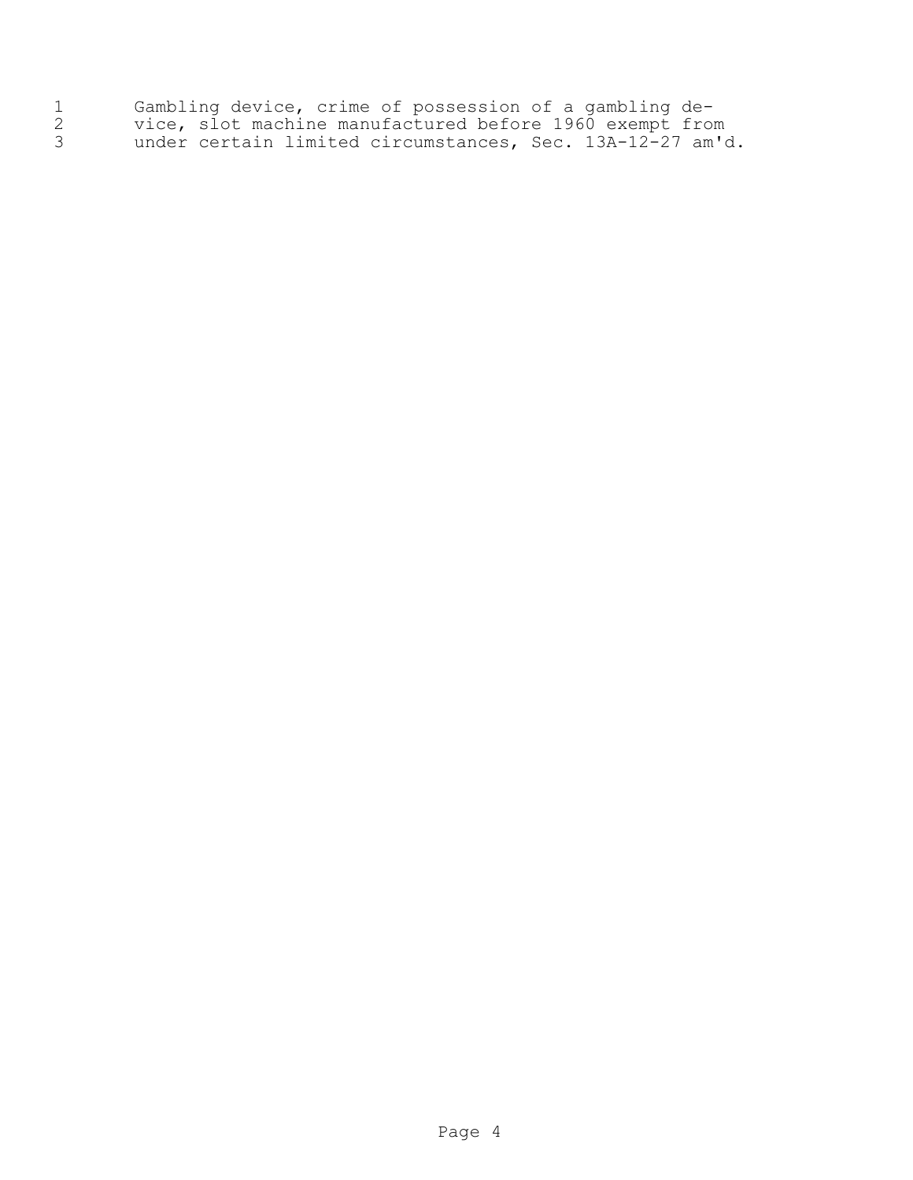Gambling device, crime of possession of a gambling device, slot machine manufactured before 1960 exempt from under certain limited circumstances, Sec. 13A-12-27 am'd.